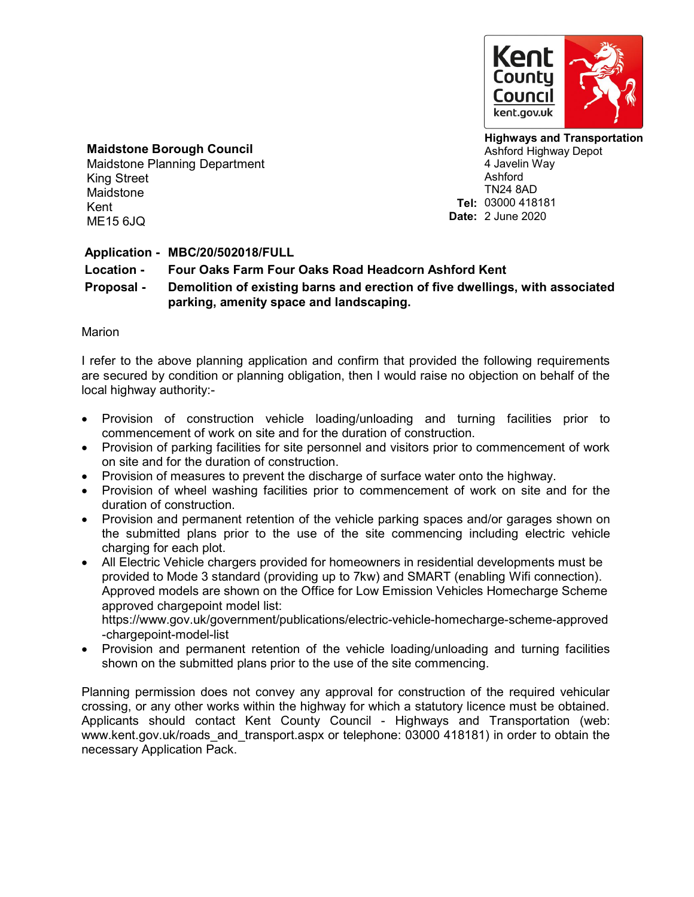Kent County Council
kent.gov.uk

**Highways and Transportation**
Ashford Highway Depot
4 Javelin Way
Ashford
TN24 8AD
**Tel:** 03000 418181
**Date:** 2 June 2020

**Maidstone Borough Council**
Maidstone Planning Department
King Street
Maidstone
Kent
ME15 6JQ

**Application -** **MBC/20/502018/FULL**
**Location -** **Four Oaks Farm Four Oaks Road Headcorn Ashford Kent**
**Proposal -** **Demolition of existing barns and erection of five dwellings, with associated parking, amenity space and landscaping.**

Marion

I refer to the above planning application and confirm that provided the following requirements are secured by condition or planning obligation, then I would raise no objection on behalf of the local highway authority:-

- Provision of construction vehicle loading/unloading and turning facilities prior to commencement of work on site and for the duration of construction.
- Provision of parking facilities for site personnel and visitors prior to commencement of work on site and for the duration of construction.
- Provision of measures to prevent the discharge of surface water onto the highway.
- Provision of wheel washing facilities prior to commencement of work on site and for the duration of construction.
- Provision and permanent retention of the vehicle parking spaces and/or garages shown on the submitted plans prior to the use of the site commencing including electric vehicle charging for each plot.
- All Electric Vehicle chargers provided for homeowners in residential developments must be provided to Mode 3 standard (providing up to 7kw) and SMART (enabling Wifi connection). Approved models are shown on the Office for Low Emission Vehicles Homecharge Scheme approved chargepoint model list: https://www.gov.uk/government/publications/electric-vehicle-homecharge-scheme-approved-chargepoint-model-list
- Provision and permanent retention of the vehicle loading/unloading and turning facilities shown on the submitted plans prior to the use of the site commencing.

Planning permission does not convey any approval for construction of the required vehicular crossing, or any other works within the highway for which a statutory licence must be obtained. Applicants should contact Kent County Council - Highways and Transportation (web: www.kent.gov.uk/roads_and_transport.aspx or telephone: 03000 418181) in order to obtain the necessary Application Pack.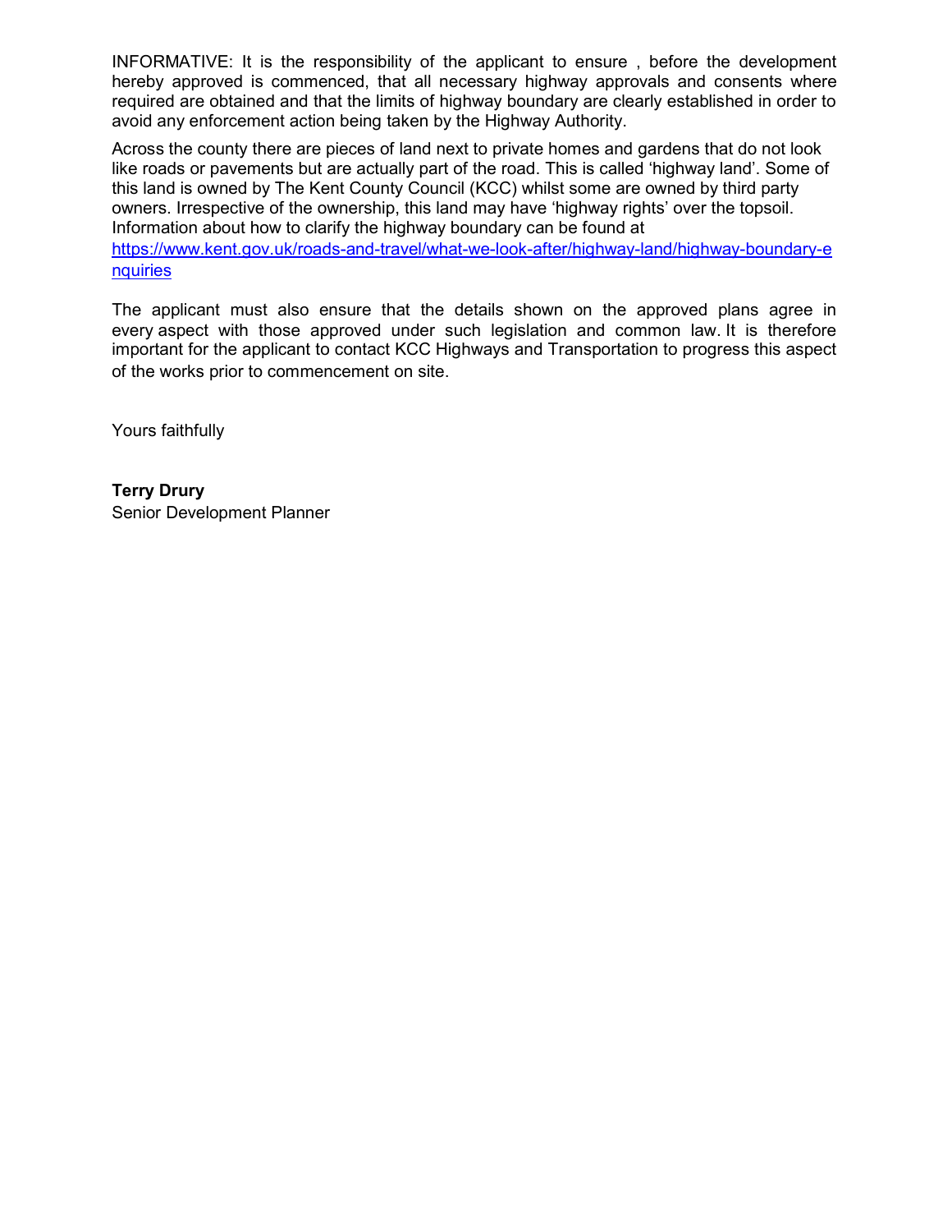INFORMATIVE: It is the responsibility of the applicant to ensure , before the development hereby approved is commenced, that all necessary highway approvals and consents where required are obtained and that the limits of highway boundary are clearly established in order to avoid any enforcement action being taken by the Highway Authority.

Across the county there are pieces of land next to private homes and gardens that do not look like roads or pavements but are actually part of the road. This is called 'highway land'. Some of this land is owned by The Kent County Council (KCC) whilst some are owned by third party owners. Irrespective of the ownership, this land may have 'highway rights' over the topsoil. Information about how to clarify the highway boundary can be found at https://www.kent.gov.uk/roads-and-travel/what-we-look-after/highway-land/highway-boundary-enquiries

The applicant must also ensure that the details shown on the approved plans agree in every aspect with those approved under such legislation and common law. It is therefore important for the applicant to contact KCC Highways and Transportation to progress this aspect of the works prior to commencement on site.

Yours faithfully

**Terry Drury**
Senior Development Planner